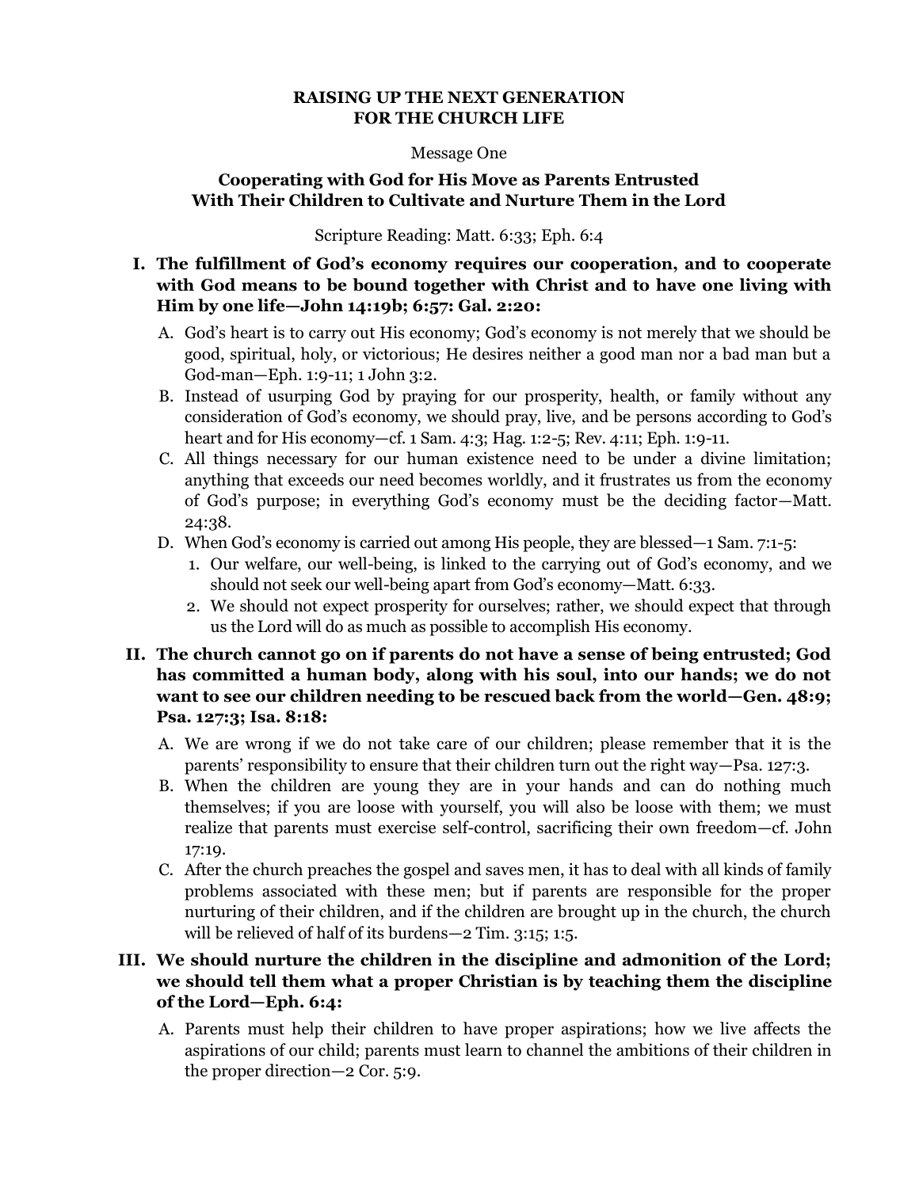# RAISING UP THE NEXT GENERATION FOR THE CHURCH LIFE

Message One

## Cooperating with God for His Move as Parents Entrusted With Their Children to Cultivate and Nurture Them in the Lord

Scripture Reading: Matt. 6:33; Eph. 6:4

**I. The fulfillment of God's economy requires our cooperation, and to cooperate with God means to be bound together with Christ and to have one living with Him by one life—John 14:19b; 6:57: Gal. 2:20:**

- A. God's heart is to carry out His economy; God's economy is not merely that we should be good, spiritual, holy, or victorious; He desires neither a good man nor a bad man but a God-man—Eph. 1:9-11; 1 John 3:2.
- B. Instead of usurping God by praying for our prosperity, health, or family without any consideration of God's economy, we should pray, live, and be persons according to God's heart and for His economy—cf. 1 Sam. 4:3; Hag. 1:2-5; Rev. 4:11; Eph. 1:9-11.
- C. All things necessary for our human existence need to be under a divine limitation; anything that exceeds our need becomes worldly, and it frustrates us from the economy of God's purpose; in everything God's economy must be the deciding factor—Matt. 24:38.
- D. When God's economy is carried out among His people, they are blessed—1 Sam. 7:1-5:
  1. Our welfare, our well-being, is linked to the carrying out of God's economy, and we should not seek our well-being apart from God's economy—Matt. 6:33.
  2. We should not expect prosperity for ourselves; rather, we should expect that through us the Lord will do as much as possible to accomplish His economy.

**II. The church cannot go on if parents do not have a sense of being entrusted; God has committed a human body, along with his soul, into our hands; we do not want to see our children needing to be rescued back from the world—Gen. 48:9; Psa. 127:3; Isa. 8:18:**

- A. We are wrong if we do not take care of our children; please remember that it is the parents' responsibility to ensure that their children turn out the right way—Psa. 127:3.
- B. When the children are young they are in your hands and can do nothing much themselves; if you are loose with yourself, you will also be loose with them; we must realize that parents must exercise self-control, sacrificing their own freedom—cf. John 17:19.
- C. After the church preaches the gospel and saves men, it has to deal with all kinds of family problems associated with these men; but if parents are responsible for the proper nurturing of their children, and if the children are brought up in the church, the church will be relieved of half of its burdens—2 Tim. 3:15; 1:5.

**III. We should nurture the children in the discipline and admonition of the Lord; we should tell them what a proper Christian is by teaching them the discipline of the Lord—Eph. 6:4:**

- A. Parents must help their children to have proper aspirations; how we live affects the aspirations of our child; parents must learn to channel the ambitions of their children in the proper direction—2 Cor. 5:9.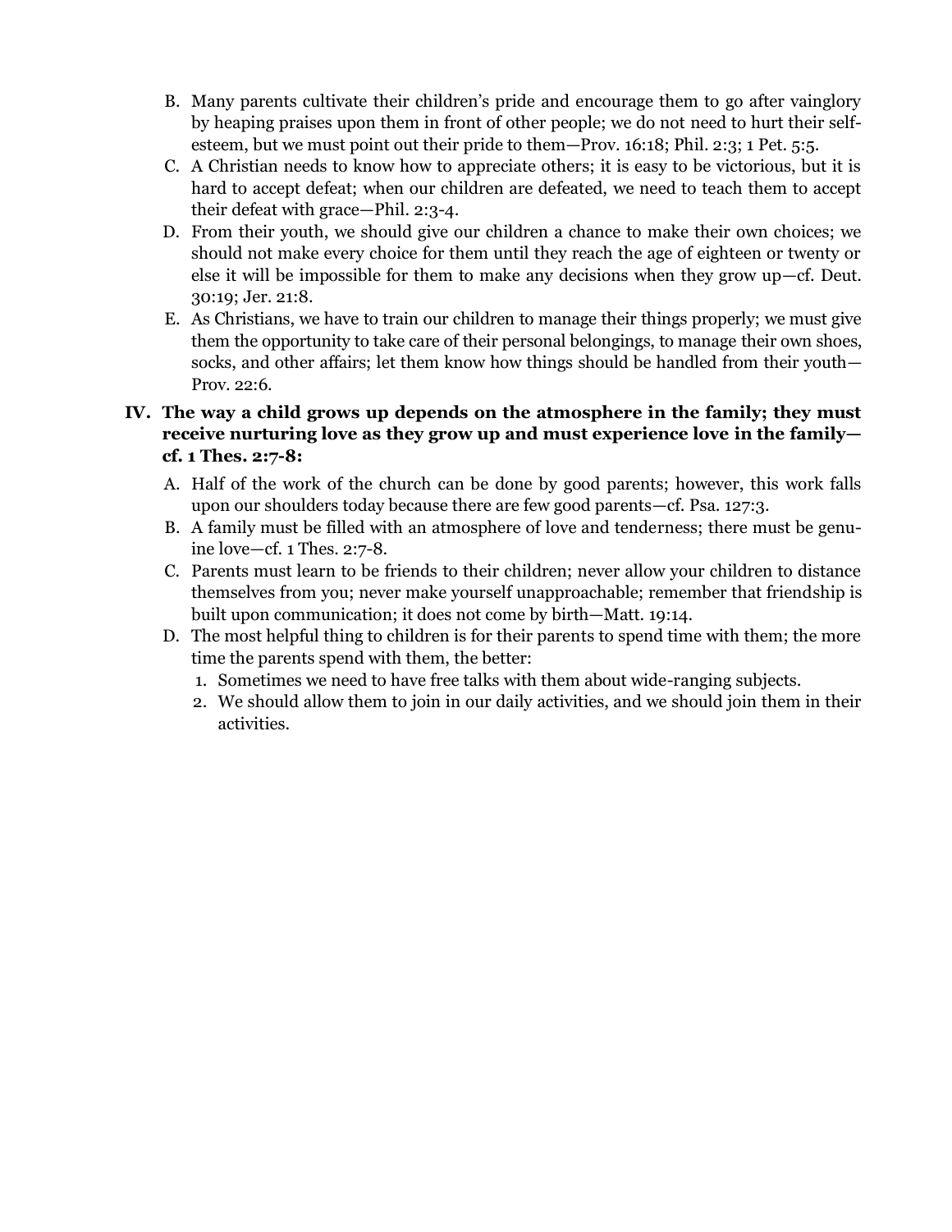B. Many parents cultivate their children's pride and encourage them to go after vainglory by heaping praises upon them in front of other people; we do not need to hurt their self-esteem, but we must point out their pride to them—Prov. 16:18; Phil. 2:3; 1 Pet. 5:5.

C. A Christian needs to know how to appreciate others; it is easy to be victorious, but it is hard to accept defeat; when our children are defeated, we need to teach them to accept their defeat with grace—Phil. 2:3-4.

D. From their youth, we should give our children a chance to make their own choices; we should not make every choice for them until they reach the age of eighteen or twenty or else it will be impossible for them to make any decisions when they grow up—cf. Deut. 30:19; Jer. 21:8.

E. As Christians, we have to train our children to manage their things properly; we must give them the opportunity to take care of their personal belongings, to manage their own shoes, socks, and other affairs; let them know how things should be handled from their youth—Prov. 22:6.

**IV. The way a child grows up depends on the atmosphere in the family; they must receive nurturing love as they grow up and must experience love in the family—cf. 1 Thes. 2:7-8:**

A. Half of the work of the church can be done by good parents; however, this work falls upon our shoulders today because there are few good parents—cf. Psa. 127:3.

B. A family must be filled with an atmosphere of love and tenderness; there must be genuine love—cf. 1 Thes. 2:7-8.

C. Parents must learn to be friends to their children; never allow your children to distance themselves from you; never make yourself unapproachable; remember that friendship is built upon communication; it does not come by birth—Matt. 19:14.

D. The most helpful thing to children is for their parents to spend time with them; the more time the parents spend with them, the better:

1. Sometimes we need to have free talks with them about wide-ranging subjects.
2. We should allow them to join in our daily activities, and we should join them in their activities.